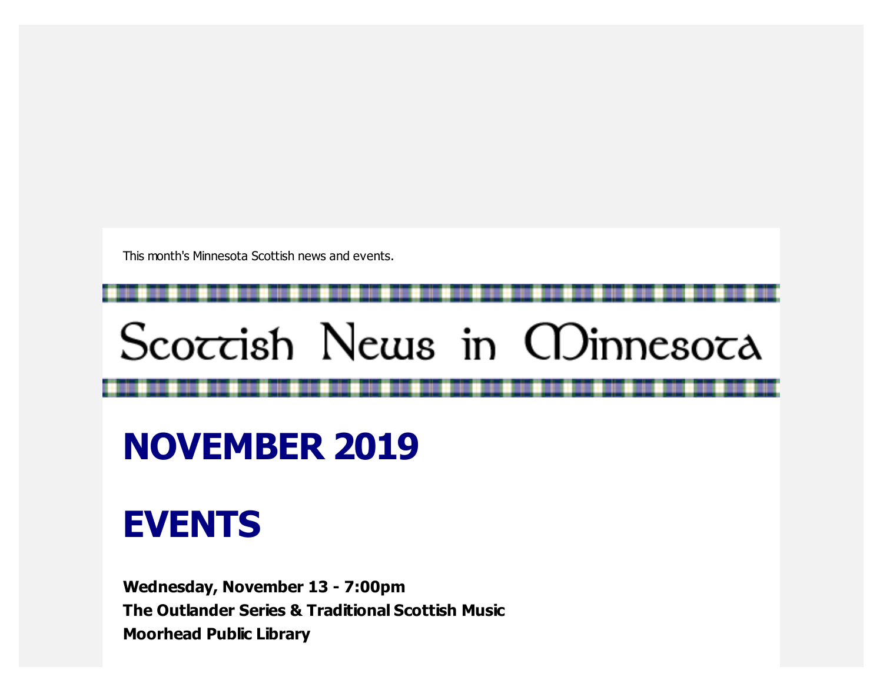This month's Minnesota Scottish news and events.

# Scottish News in Minnesota

# NOVEMBER 2019

# EVENTS

**Wednesday, November 13 - 7:00pm**
**The Outlander Series & Traditional Scottish Music**
**Moorhead Public Library**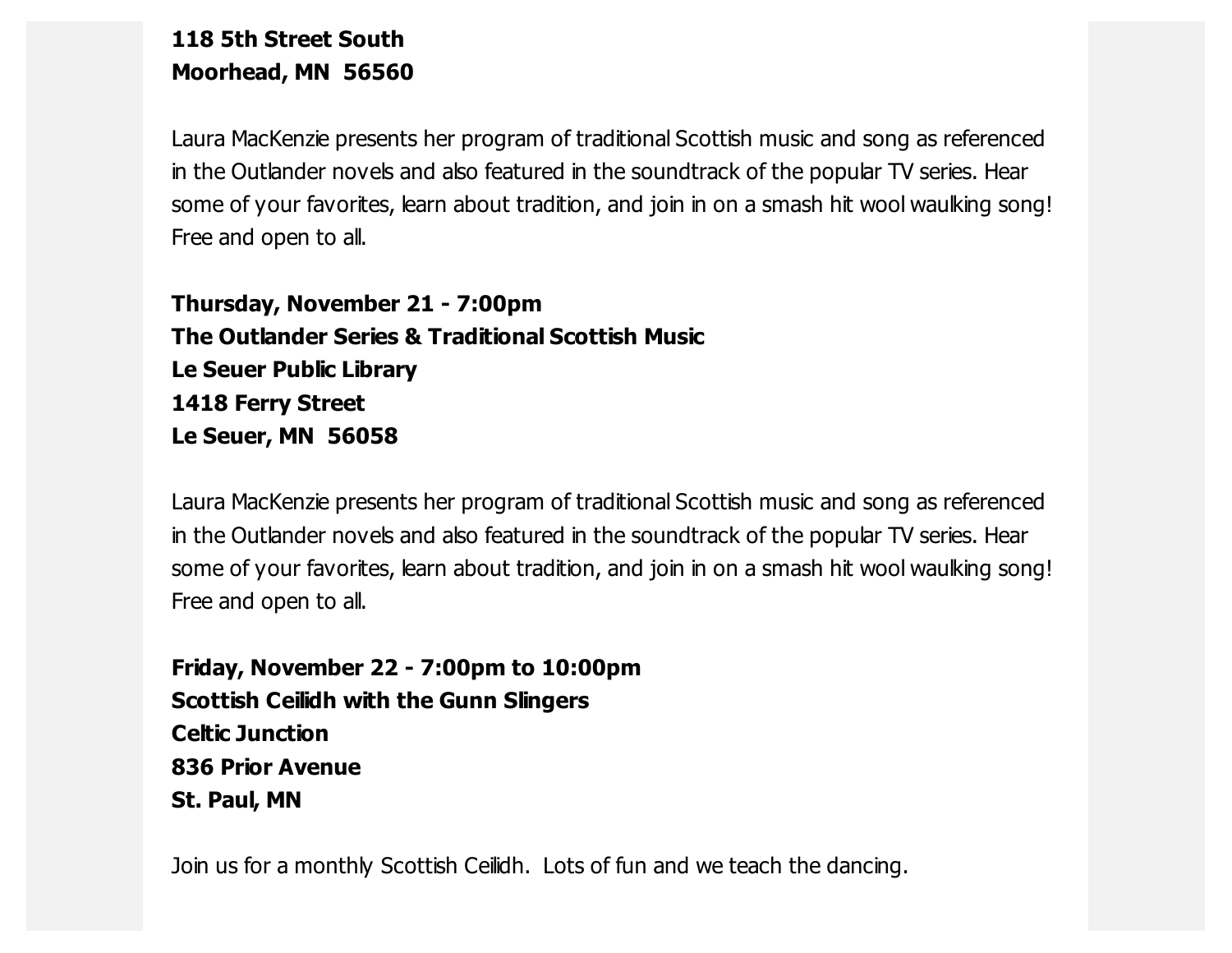**118 5th Street South**
**Moorhead, MN  56560**

Laura MacKenzie presents her program of traditional Scottish music and song as referenced in the Outlander novels and also featured in the soundtrack of the popular TV series. Hear some of your favorites, learn about tradition, and join in on a smash hit wool waulking song! Free and open to all.

**Thursday, November 21 - 7:00pm**
**The Outlander Series & Traditional Scottish Music**
**Le Seuer Public Library**
**1418 Ferry Street**
**Le Seuer, MN  56058**

Laura MacKenzie presents her program of traditional Scottish music and song as referenced in the Outlander novels and also featured in the soundtrack of the popular TV series. Hear some of your favorites, learn about tradition, and join in on a smash hit wool waulking song! Free and open to all.

**Friday, November 22 - 7:00pm to 10:00pm**
**Scottish Ceilidh with the Gunn Slingers**
**Celtic Junction**
**836 Prior Avenue**
**St. Paul, MN**

Join us for a monthly Scottish Ceilidh.  Lots of fun and we teach the dancing.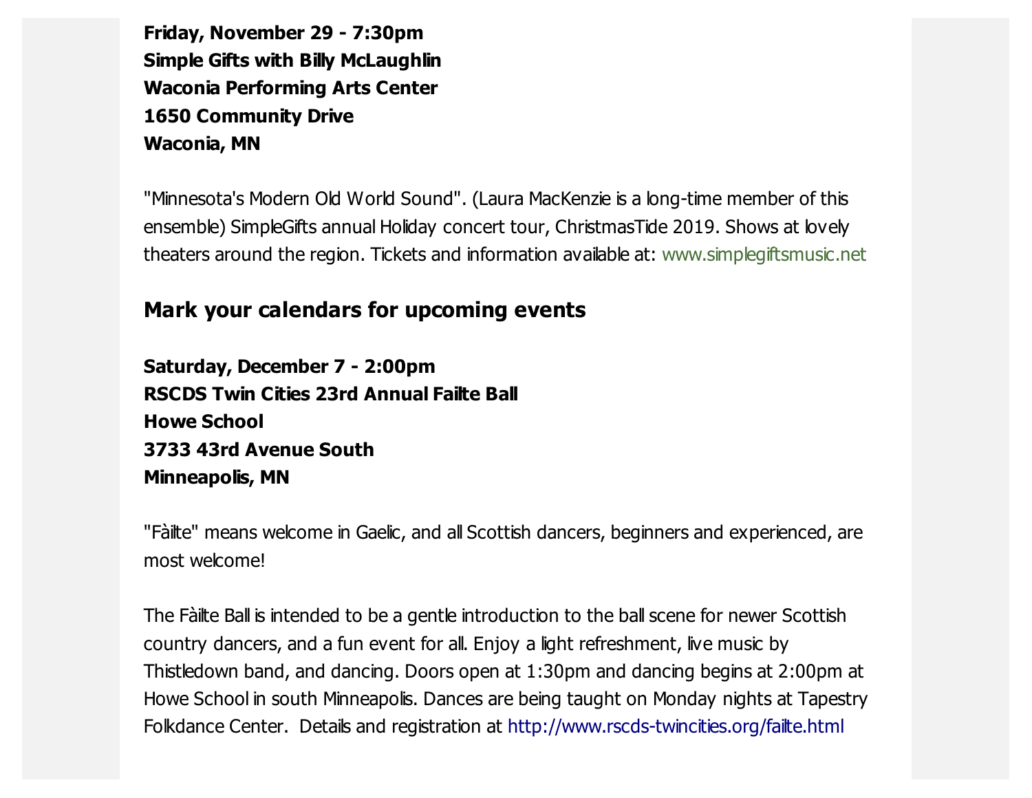**Friday, November 29 - 7:30pm**
**Simple Gifts with Billy McLaughlin**
**Waconia Performing Arts Center**
**1650 Community Drive**
**Waconia, MN**

"Minnesota's Modern Old World Sound". (Laura MacKenzie is a long-time member of this ensemble) SimpleGifts annual Holiday concert tour, ChristmasTide 2019. Shows at lovely theaters around the region. Tickets and information available at: www.simplegiftsmusic.net

## Mark your calendars for upcoming events

**Saturday, December 7 - 2:00pm**
**RSCDS Twin Cities 23rd Annual Failte Ball**
**Howe School**
**3733 43rd Avenue South**
**Minneapolis, MN**

"Fàilte" means welcome in Gaelic, and all Scottish dancers, beginners and experienced, are most welcome!

The Fàilte Ball is intended to be a gentle introduction to the ball scene for newer Scottish country dancers, and a fun event for all. Enjoy a light refreshment, live music by Thistledown band, and dancing. Doors open at 1:30pm and dancing begins at 2:00pm at Howe School in south Minneapolis. Dances are being taught on Monday nights at Tapestry Folkdance Center. Details and registration at http://www.rscds-twincities.org/failte.html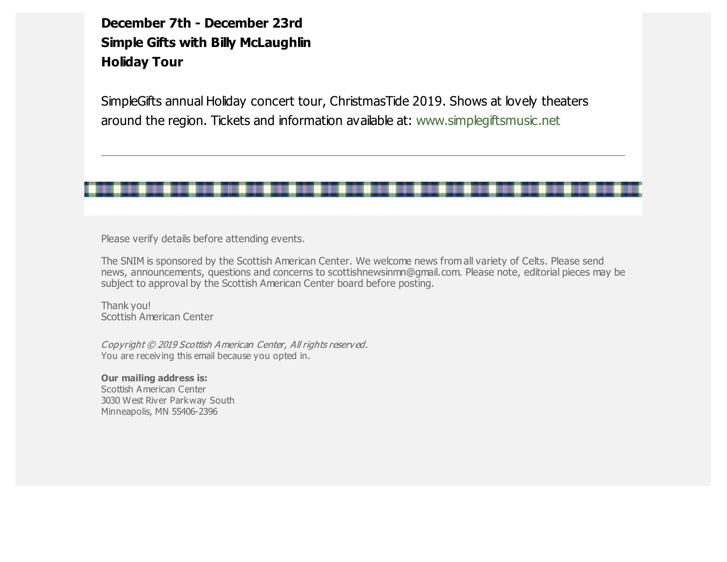**December 7th - December 23rd**
**Simple Gifts with Billy McLaughlin**
**Holiday Tour**

SimpleGifts annual Holiday concert tour, ChristmasTide 2019. Shows at lovely theaters around the region. Tickets and information available at: www.simplegiftsmusic.net

---

Please verify details before attending events.

The SNIM is sponsored by the Scottish American Center. We welcome news from all variety of Celts. Please send news, announcements, questions and concerns to scottishnewsinmn@gmail.com. Please note, editorial pieces may be subject to approval by the Scottish American Center board before posting.

Thank you!
Scottish American Center

*Copyright © 2019 Scottish American Center, All rights reserved.*
You are receiving this email because you opted in.

**Our mailing address is:**
Scottish American Center
3030 West River Parkway South
Minneapolis, MN 55406-2396